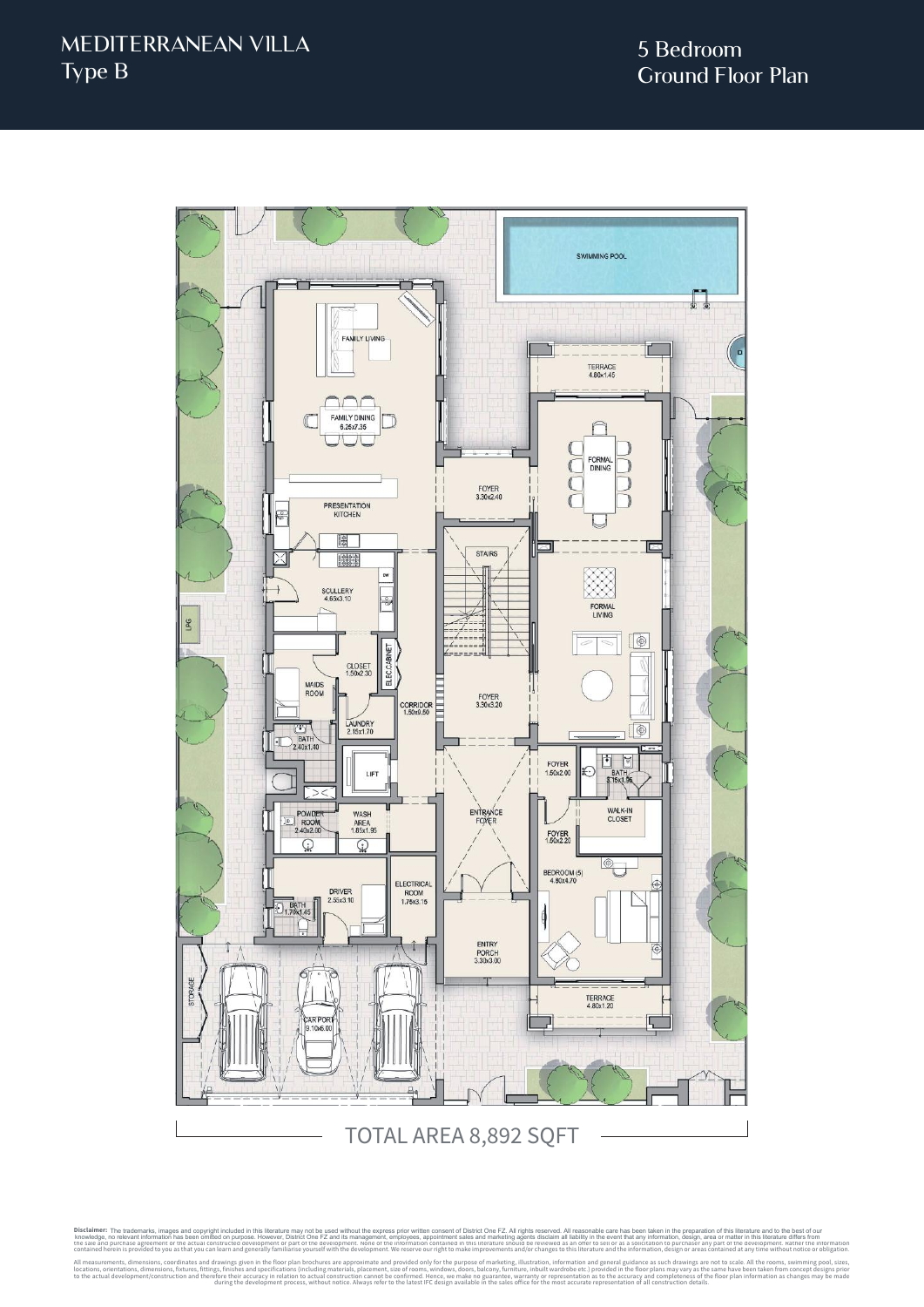# MEDITERRANEAN VILLA
## Type B

## 5 Bedroom
## Ground Floor Plan

SWIMMING POOL

TERRACE
4.80x1.45

FAMILY LIVING

FAMILY DINING
6.25x7.35

FORMAL DINING

FOYER
3.30x2.40

PRESENTATION KITCHEN

STAIRS

SCULLERY
4.65x3.10

FORMAL LIVING

LPG

CLOSET
1.50x2.30

ELEC CABINET

MAIDS ROOM

FOYER
3.30x3.20

CORRIDOR
1.50x9.50

LAUNDRY
2.15x1.70

BATH
2.40x1.40

FOYER
1.50x2.00

BATH
3.15x1.95

LIFT

POWDER ROOM
2.40x2.00

WASH AREA
1.85x1.95

ENTRANCE FOYER

WALK-IN CLOSET

FOYER
1.50x2.20

BEDROOM (5)
4.80x4.70

DRIVER
2.55x3.10

BATH
1.70x1.45

ELECTRICAL ROOM
1.75x3.15

ENTRY PORCH
3.30x3.00

STORAGE

CAR PORT
9.10x6.00

TERRACE
4.80x1.20

TOTAL AREA 8,892 SQFT

**Disclaimer:** The trademarks, images and copyright included in this literature may not be used without the express prior written consent of District One FZ. All rights reserved. All reasonable care has been taken in the preparation of this literature and to the best of our knowledge, no relevant information has been omitted on purpose. However, District One FZ and its management, employees, appointment sales and marketing agents disclaim all liability in the event that any information, design, area or matter in this literature differs from the sale and purchase agreement or the actual constructed development or part of the development. None of the information contained in this literature should be reviewed as an offer to sell or as a solicitation to purchaser any part of the development. Rather the information contained herein is provided to you as that you can learn and generally familiarise yourself with the development. We reserve our right to make improvements and/or changes to this literature and the information, design or areas contained at any time without notice or obligation.

All measurements, dimensions, coordinates and drawings given in the floor plan brochures are approximate and provided only for the purpose of marketing, illustration, information and general guidance as such drawings are not to scale. All the rooms, swimming pool, sizes, locations, orientations, dimensions, fixtures, fittings, finishes and specifications (including materials, placement, size of rooms, windows, doors, balcony, furniture, inbuilt wardrobe etc.) provided in the floor plans may vary as the same have been taken from concept designs prior to the actual development/construction and therefore their accuracy in relation to actual construction cannot be confirmed. Hence, we make no guarantee, warranty or representation as to the accuracy and completeness of the floor plan information as changes may be made during the development process, without notice. Always refer to the latest IFC design available in the sales office for the most accurate representation of all construction details.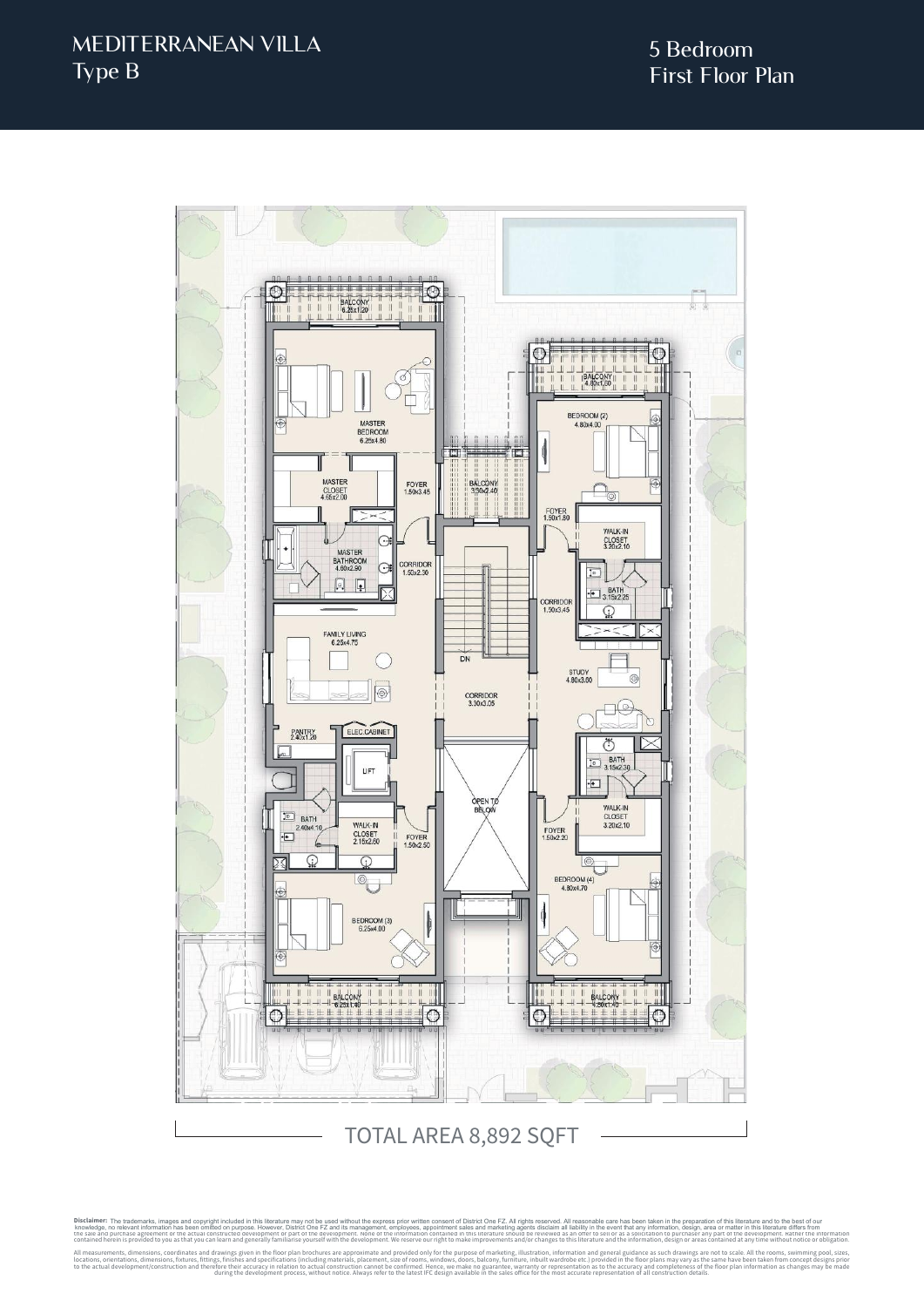# MEDITERRANEAN VILLA
Type B

5 Bedroom
First Floor Plan

BALCONY
6.25x1.20

MASTER BEDROOM
6.25x4.80

MASTER CLOSET
4.65x2.00

FOYER
1.50x3.45

BALCONY
3.50x2.40

MASTER BATHROOM
4.60x2.90

CORRIDOR
1.50x2.30

FAMILY LIVING
6.25x4.75

PANTRY
2.40x1.20

ELEC.CABINET

LIFT

BATH
2.40x4.10

WALK-IN CLOSET
2.15x2.60

FOYER
1.50x2.50

BEDROOM (3)
6.25x4.00

BALCONY
6.25x1.40

DN

CORRIDOR
3.30x3.05

OPEN TO BELOW

BALCONY
4.80x1.60

BEDROOM (2)
4.80x4.00

FOYER
1.50x1.80

WALK-IN CLOSET
3.20x2.10

BATH
3.15x2.25

CORRIDOR
1.50x3.45

STUDY
4.80x3.60

BATH
3.15x2.30

WALK-IN CLOSET
3.20x2.10

FOYER
1.50x2.20

BEDROOM (4)
4.80x4.70

BALCONY
4.80x1.40

TOTAL AREA 8,892 SQFT

**Disclaimer:** The trademarks, images and copyright included in this literature may not be used without the express prior written consent of District One FZ. All rights reserved. All reasonable care has been taken in the preparation of this literature and to the best of our knowledge, no relevant information has been omitted on purpose. However, District One FZ and its management, employees, appointment sales and marketing agents disclaim all liability in the event that any information, design, area or matter in this literature differs from the sale and purchase agreement of the actual constructed development or part of the development. None of the information contained in this literature should be reviewed as an offer to sell or as a solicitation to purchaser any part of the development. Rather the information contained herein is provided to you as that you can learn and generally familiarise yourself with the development. We reserve our right to make improvements and/or changes to this literature and the information, design or areas contained at any time without notice or obligation.

All measurements, dimensions, coordinates and drawings given in the floor plan brochures are approximate and provided only for the purpose of marketing, illustration, information and general guidance as such drawings are not to scale. All the rooms, swimming pool, sizes, locations, orientations, dimensions, fixtures, fittings, finishes and specifications (including materials, placement, size of rooms, windows, doors, balcony, furniture, inbuilt wardrobe etc.) provided in the floor plans may vary as the same have been taken from concept designs prior to the actual development/construction and therefore their accuracy in relation to actual construction cannot be confirmed. Hence, we make no guarantee, warranty or representation as to the accuracy and completeness of the floor plan information as changes may be made during the development process, without notice. Always refer to the latest IFC design available in the sales office for the most accurate representation of all construction details.